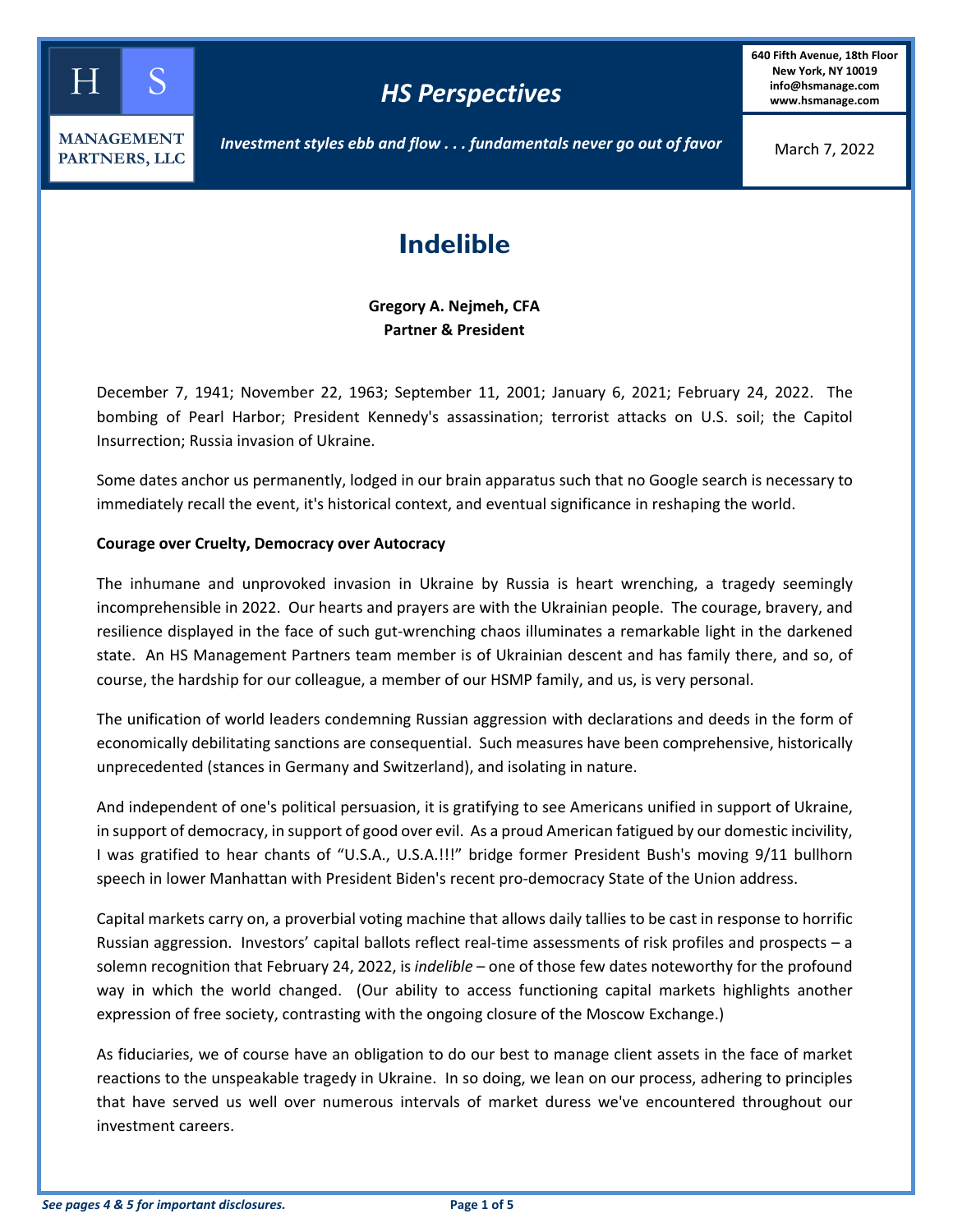HS Management Partners, LLC

**HS Perspectives**

*Investment styles ebb and flow . . . fundamentals never go out of favor*

640 Fifth Avenue, 18th Floor
New York, NY 10019
info@hsmanage.com
www.hsmanage.com

March 7, 2022

# Indelible

**Gregory A. Nejmeh, CFA**
**Partner & President**

December 7, 1941; November 22, 1963; September 11, 2001; January 6, 2021; February 24, 2022. The bombing of Pearl Harbor; President Kennedy's assassination; terrorist attacks on U.S. soil; the Capitol Insurrection; Russia invasion of Ukraine.

Some dates anchor us permanently, lodged in our brain apparatus such that no Google search is necessary to immediately recall the event, it's historical context, and eventual significance in reshaping the world.

**Courage over Cruelty, Democracy over Autocracy**

The inhumane and unprovoked invasion in Ukraine by Russia is heart wrenching, a tragedy seemingly incomprehensible in 2022. Our hearts and prayers are with the Ukrainian people. The courage, bravery, and resilience displayed in the face of such gut-wrenching chaos illuminates a remarkable light in the darkened state. An HS Management Partners team member is of Ukrainian descent and has family there, and so, of course, the hardship for our colleague, a member of our HSMP family, and us, is very personal.

The unification of world leaders condemning Russian aggression with declarations and deeds in the form of economically debilitating sanctions are consequential. Such measures have been comprehensive, historically unprecedented (stances in Germany and Switzerland), and isolating in nature.

And independent of one's political persuasion, it is gratifying to see Americans unified in support of Ukraine, in support of democracy, in support of good over evil. As a proud American fatigued by our domestic incivility, I was gratified to hear chants of "U.S.A., U.S.A.!!!" bridge former President Bush's moving 9/11 bullhorn speech in lower Manhattan with President Biden's recent pro-democracy State of the Union address.

Capital markets carry on, a proverbial voting machine that allows daily tallies to be cast in response to horrific Russian aggression. Investors' capital ballots reflect real-time assessments of risk profiles and prospects – a solemn recognition that February 24, 2022, is *indelible* – one of those few dates noteworthy for the profound way in which the world changed. (Our ability to access functioning capital markets highlights another expression of free society, contrasting with the ongoing closure of the Moscow Exchange.)

As fiduciaries, we of course have an obligation to do our best to manage client assets in the face of market reactions to the unspeakable tragedy in Ukraine. In so doing, we lean on our process, adhering to principles that have served us well over numerous intervals of market duress we've encountered throughout our investment careers.

*See pages 4 & 5 for important disclosures.*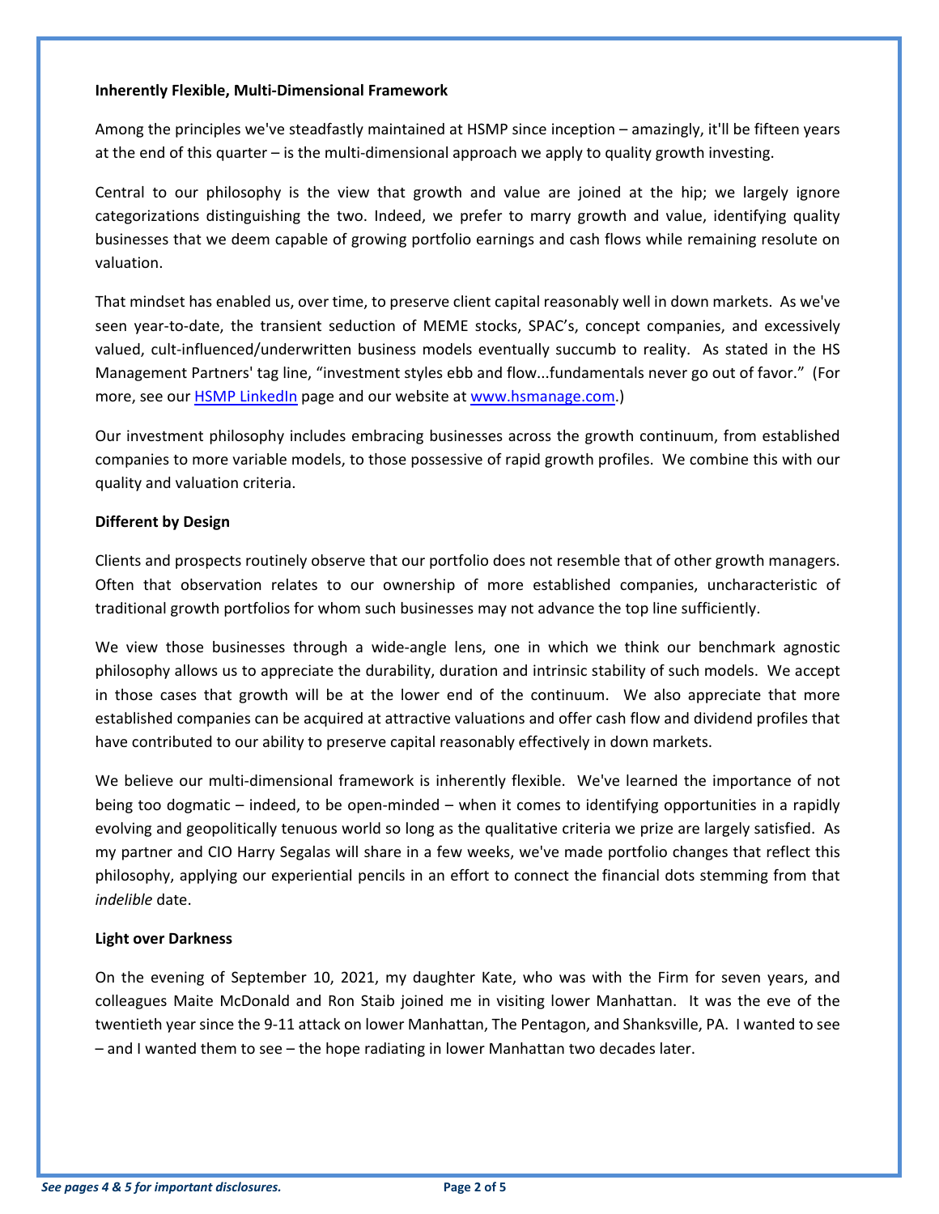**Inherently Flexible, Multi-Dimensional Framework**

Among the principles we've steadfastly maintained at HSMP since inception – amazingly, it'll be fifteen years at the end of this quarter – is the multi-dimensional approach we apply to quality growth investing.

Central to our philosophy is the view that growth and value are joined at the hip; we largely ignore categorizations distinguishing the two. Indeed, we prefer to marry growth and value, identifying quality businesses that we deem capable of growing portfolio earnings and cash flows while remaining resolute on valuation.

That mindset has enabled us, over time, to preserve client capital reasonably well in down markets. As we've seen year-to-date, the transient seduction of MEME stocks, SPAC's, concept companies, and excessively valued, cult-influenced/underwritten business models eventually succumb to reality. As stated in the HS Management Partners' tag line, "investment styles ebb and flow...fundamentals never go out of favor." (For more, see our [HSMP LinkedIn]() page and our website at [www.hsmanage.com](www.hsmanage.com).)

Our investment philosophy includes embracing businesses across the growth continuum, from established companies to more variable models, to those possessive of rapid growth profiles. We combine this with our quality and valuation criteria.

**Different by Design**

Clients and prospects routinely observe that our portfolio does not resemble that of other growth managers. Often that observation relates to our ownership of more established companies, uncharacteristic of traditional growth portfolios for whom such businesses may not advance the top line sufficiently.

We view those businesses through a wide-angle lens, one in which we think our benchmark agnostic philosophy allows us to appreciate the durability, duration and intrinsic stability of such models. We accept in those cases that growth will be at the lower end of the continuum. We also appreciate that more established companies can be acquired at attractive valuations and offer cash flow and dividend profiles that have contributed to our ability to preserve capital reasonably effectively in down markets.

We believe our multi-dimensional framework is inherently flexible. We've learned the importance of not being too dogmatic – indeed, to be open-minded – when it comes to identifying opportunities in a rapidly evolving and geopolitically tenuous world so long as the qualitative criteria we prize are largely satisfied. As my partner and CIO Harry Segalas will share in a few weeks, we've made portfolio changes that reflect this philosophy, applying our experiential pencils in an effort to connect the financial dots stemming from that *indelible* date.

**Light over Darkness**

On the evening of September 10, 2021, my daughter Kate, who was with the Firm for seven years, and colleagues Maite McDonald and Ron Staib joined me in visiting lower Manhattan. It was the eve of the twentieth year since the 9-11 attack on lower Manhattan, The Pentagon, and Shanksville, PA. I wanted to see – and I wanted them to see – the hope radiating in lower Manhattan two decades later.

*See pages 4 & 5 for important disclosures.*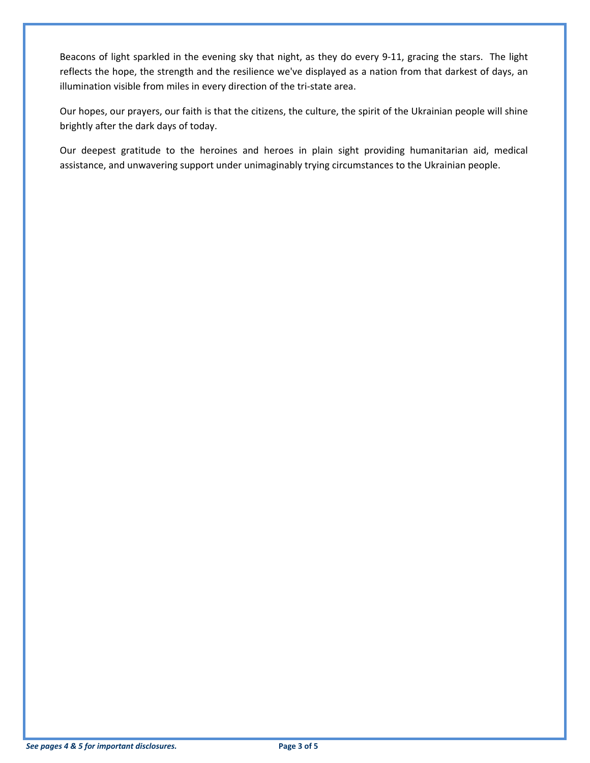Beacons of light sparkled in the evening sky that night, as they do every 9-11, gracing the stars. The light reflects the hope, the strength and the resilience we've displayed as a nation from that darkest of days, an illumination visible from miles in every direction of the tri-state area.

Our hopes, our prayers, our faith is that the citizens, the culture, the spirit of the Ukrainian people will shine brightly after the dark days of today.

Our deepest gratitude to the heroines and heroes in plain sight providing humanitarian aid, medical assistance, and unwavering support under unimaginably trying circumstances to the Ukrainian people.

***See pages 4 & 5 for important disclosures.***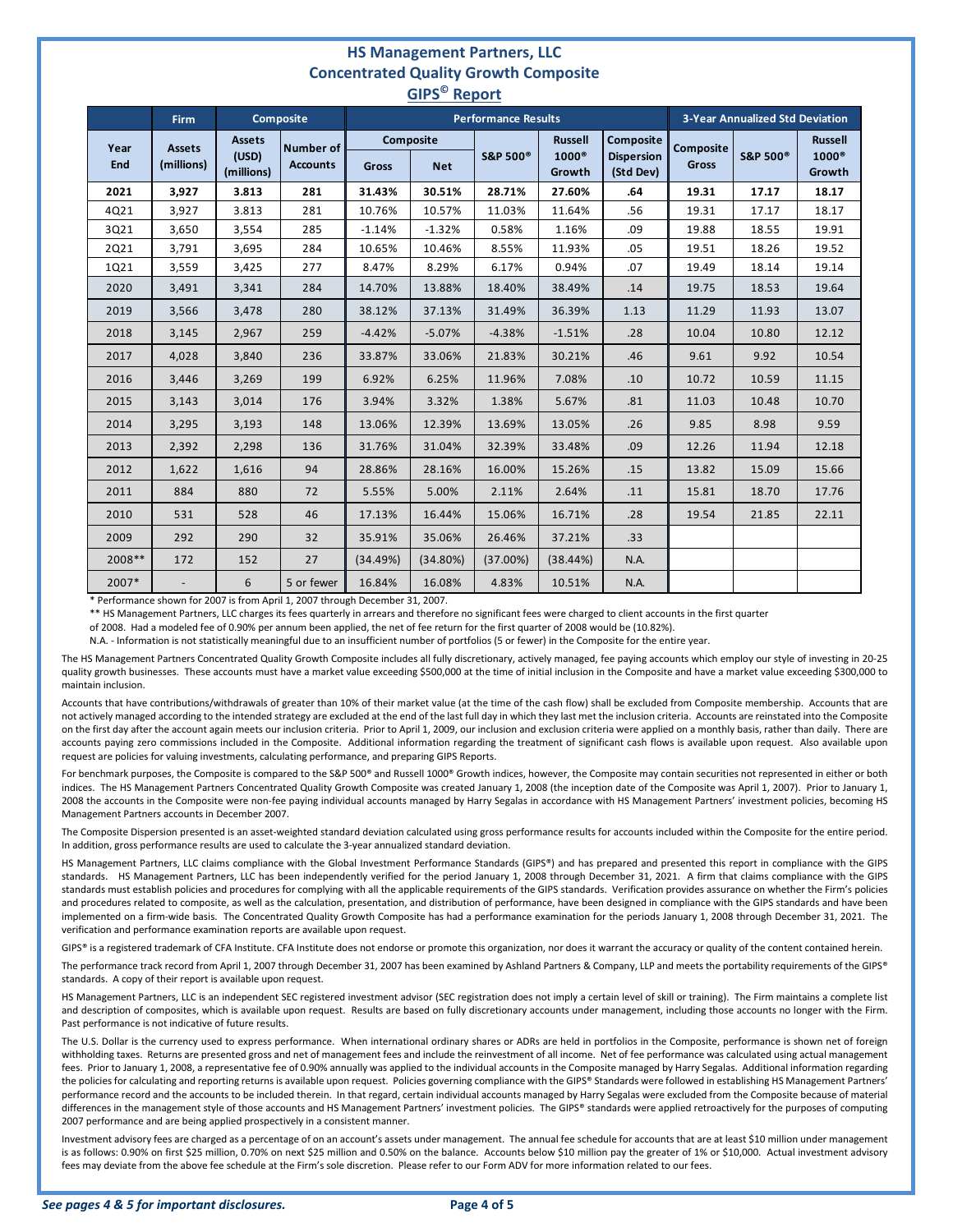# HS Management Partners, LLC
## Concentrated Quality Growth Composite
### GIPS© Report

| | Firm | Composite | | Performance Results | | | | | 3-Year Annualized Std Deviation | | |
|---|---|---|---|---|---|---|---|---|---|---|---|
| Year End | Assets (millions) | Assets (USD) (millions) | Number of Accounts | Composite Gross | Composite Net | S&P 500® | Russell 1000® Growth | Composite Dispersion (Std Dev) | Composite Gross | S&P 500® | Russell 1000® Growth |
| **2021** | **3,927** | **3.813** | **281** | **31.43%** | **30.51%** | **28.71%** | **27.60%** | **.64** | **19.31** | **17.17** | **18.17** |
| 4Q21 | 3,927 | 3.813 | 281 | 10.76% | 10.57% | 11.03% | 11.64% | .56 | 19.31 | 17.17 | 18.17 |
| 3Q21 | 3,650 | 3,554 | 285 | -1.14% | -1.32% | 0.58% | 1.16% | .09 | 19.88 | 18.55 | 19.91 |
| 2Q21 | 3,791 | 3,695 | 284 | 10.65% | 10.46% | 8.55% | 11.93% | .05 | 19.51 | 18.26 | 19.52 |
| 1Q21 | 3,559 | 3,425 | 277 | 8.47% | 8.29% | 6.17% | 0.94% | .07 | 19.49 | 18.14 | 19.14 |
| 2020 | 3,491 | 3,341 | 284 | 14.70% | 13.88% | 18.40% | 38.49% | .14 | 19.75 | 18.53 | 19.64 |
| 2019 | 3,566 | 3,478 | 280 | 38.12% | 37.13% | 31.49% | 36.39% | 1.13 | 11.29 | 11.93 | 13.07 |
| 2018 | 3,145 | 2,967 | 259 | -4.42% | -5.07% | -4.38% | -1.51% | .28 | 10.04 | 10.80 | 12.12 |
| 2017 | 4,028 | 3,840 | 236 | 33.87% | 33.06% | 21.83% | 30.21% | .46 | 9.61 | 9.92 | 10.54 |
| 2016 | 3,446 | 3,269 | 199 | 6.92% | 6.25% | 11.96% | 7.08% | .10 | 10.72 | 10.59 | 11.15 |
| 2015 | 3,143 | 3,014 | 176 | 3.94% | 3.32% | 1.38% | 5.67% | .81 | 11.03 | 10.48 | 10.70 |
| 2014 | 3,295 | 3,193 | 148 | 13.06% | 12.39% | 13.69% | 13.05% | .26 | 9.85 | 8.98 | 9.59 |
| 2013 | 2,392 | 2,298 | 136 | 31.76% | 31.04% | 32.39% | 33.48% | .09 | 12.26 | 11.94 | 12.18 |
| 2012 | 1,622 | 1,616 | 94 | 28.86% | 28.16% | 16.00% | 15.26% | .15 | 13.82 | 15.09 | 15.66 |
| 2011 | 884 | 880 | 72 | 5.55% | 5.00% | 2.11% | 2.64% | .11 | 15.81 | 18.70 | 17.76 |
| 2010 | 531 | 528 | 46 | 17.13% | 16.44% | 15.06% | 16.71% | .28 | 19.54 | 21.85 | 22.11 |
| 2009 | 292 | 290 | 32 | 35.91% | 35.06% | 26.46% | 37.21% | .33 | | | |
| 2008** | 172 | 152 | 27 | (34.49%) | (34.80%) | (37.00%) | (38.44%) | N.A. | | | |
| 2007* | - | 6 | 5 or fewer | 16.84% | 16.08% | 4.83% | 10.51% | N.A. | | | |

\* Performance shown for 2007 is from April 1, 2007 through December 31, 2007.

** HS Management Partners, LLC charges its fees quarterly in arrears and therefore no significant fees were charged to client accounts in the first quarter of 2008. Had a modeled fee of 0.90% per annum been applied, the net of fee return for the first quarter of 2008 would be (10.82%).

N.A. - Information is not statistically meaningful due to an insufficient number of portfolios (5 or fewer) in the Composite for the entire year.

The HS Management Partners Concentrated Quality Growth Composite includes all fully discretionary, actively managed, fee paying accounts which employ our style of investing in 20-25 quality growth businesses. These accounts must have a market value exceeding $500,000 at the time of initial inclusion in the Composite and have a market value exceeding $300,000 to maintain inclusion.

Accounts that have contributions/withdrawals of greater than 10% of their market value (at the time of the cash flow) shall be excluded from Composite membership. Accounts that are not actively managed according to the intended strategy are excluded at the end of the last full day in which they last met the inclusion criteria. Accounts are reinstated into the Composite on the first day after the account again meets our inclusion criteria. Prior to April 1, 2009, our inclusion and exclusion criteria were applied on a monthly basis, rather than daily. There are accounts paying zero commissions included in the Composite. Additional information regarding the treatment of significant cash flows is available upon request. Also available upon request are policies for valuing investments, calculating performance, and preparing GIPS Reports.

For benchmark purposes, the Composite is compared to the S&P 500® and Russell 1000® Growth indices, however, the Composite may contain securities not represented in either or both indices. The HS Management Partners Concentrated Quality Growth Composite was created January 1, 2008 (the inception date of the Composite was April 1, 2007). Prior to January 1, 2008 the accounts in the Composite were non-fee paying individual accounts managed by Harry Segalas in accordance with HS Management Partners' investment policies, becoming HS Management Partners accounts in December 2007.

The Composite Dispersion presented is an asset-weighted standard deviation calculated using gross performance results for accounts included within the Composite for the entire period. In addition, gross performance results are used to calculate the 3-year annualized standard deviation.

HS Management Partners, LLC claims compliance with the Global Investment Performance Standards (GIPS®) and has prepared and presented this report in compliance with the GIPS standards. HS Management Partners, LLC has been independently verified for the period January 1, 2008 through December 31, 2021. A firm that claims compliance with the GIPS standards must establish policies and procedures for complying with all the applicable requirements of the GIPS standards. Verification provides assurance on whether the Firm's policies and procedures related to composite, as well as the calculation, presentation, and distribution of performance, have been designed in compliance with the GIPS standards and have been implemented on a firm-wide basis. The Concentrated Quality Growth Composite has had a performance examination for the periods January 1, 2008 through December 31, 2021. The verification and performance examination reports are available upon request.

GIPS® is a registered trademark of CFA Institute. CFA Institute does not endorse or promote this organization, nor does it warrant the accuracy or quality of the content contained herein.

The performance track record from April 1, 2007 through December 31, 2007 has been examined by Ashland Partners & Company, LLP and meets the portability requirements of the GIPS® standards. A copy of their report is available upon request.

HS Management Partners, LLC is an independent SEC registered investment advisor (SEC registration does not imply a certain level of skill or training). The Firm maintains a complete list and description of composites, which is available upon request. Results are based on fully discretionary accounts under management, including those accounts no longer with the Firm. Past performance is not indicative of future results.

The U.S. Dollar is the currency used to express performance. When international ordinary shares or ADRs are held in portfolios in the Composite, performance is shown net of foreign withholding taxes. Returns are presented gross and net of management fees and include the reinvestment of all income. Net of fee performance was calculated using actual management fees. Prior to January 1, 2008, a representative fee of 0.90% annually was applied to the individual accounts in the Composite managed by Harry Segalas. Additional information regarding the policies for calculating and reporting returns is available upon request. Policies governing compliance with the GIPS® Standards were followed in establishing HS Management Partners' performance record and the accounts to be included therein. In that regard, certain individual accounts managed by Harry Segalas were excluded from the Composite because of material differences in the management style of those accounts and HS Management Partners' investment policies. The GIPS® standards were applied retroactively for the purposes of computing 2007 performance and are being applied prospectively in a consistent manner.

Investment advisory fees are charged as a percentage of on an account's assets under management. The annual fee schedule for accounts that are at least $10 million under management is as follows: 0.90% on first $25 million, 0.70% on next $25 million and 0.50% on the balance. Accounts below $10 million pay the greater of 1% or $10,000. Actual investment advisory fees may deviate from the above fee schedule at the Firm's sole discretion. Please refer to our Form ADV for more information related to our fees.

*See pages 4 & 5 for important disclosures.*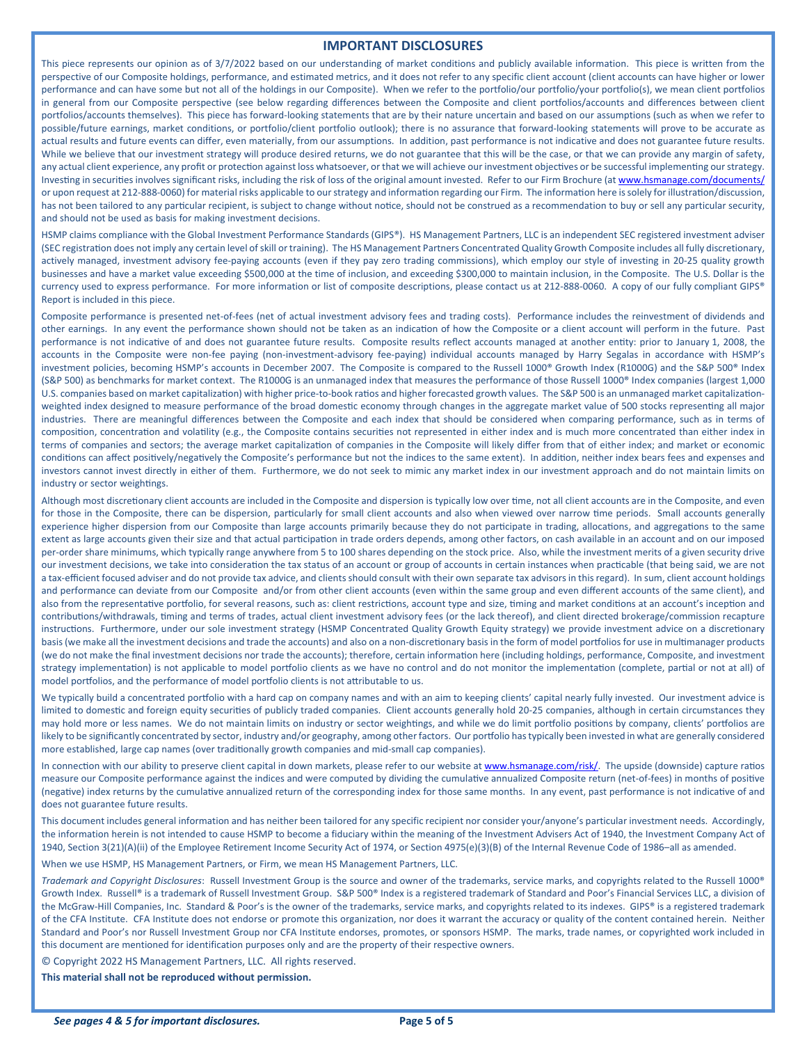## IMPORTANT DISCLOSURES

This piece represents our opinion as of 3/7/2022 based on our understanding of market conditions and publicly available information. This piece is written from the perspective of our Composite holdings, performance, and estimated metrics, and it does not refer to any specific client account (client accounts can have higher or lower performance and can have some but not all of the holdings in our Composite). When we refer to the portfolio/our portfolio/your portfolio(s), we mean client portfolios in general from our Composite perspective (see below regarding differences between the Composite and client portfolios/accounts and differences between client portfolios/accounts themselves). This piece has forward-looking statements that are by their nature uncertain and based on our assumptions (such as when we refer to possible/future earnings, market conditions, or portfolio/client portfolio outlook); there is no assurance that forward-looking statements will prove to be accurate as actual results and future events can differ, even materially, from our assumptions. In addition, past performance is not indicative and does not guarantee future results. While we believe that our investment strategy will produce desired returns, we do not guarantee that this will be the case, or that we can provide any margin of safety, any actual client experience, any profit or protection against loss whatsoever, or that we will achieve our investment objectives or be successful implementing our strategy. Investing in securities involves significant risks, including the risk of loss of the original amount invested. Refer to our Firm Brochure (at www.hsmanage.com/documents/ or upon request at 212-888-0060) for material risks applicable to our strategy and information regarding our Firm. The information here is solely for illustration/discussion, has not been tailored to any particular recipient, is subject to change without notice, should not be construed as a recommendation to buy or sell any particular security, and should not be used as basis for making investment decisions.

HSMP claims compliance with the Global Investment Performance Standards (GIPS®). HS Management Partners, LLC is an independent SEC registered investment adviser (SEC registration does not imply any certain level of skill or training). The HS Management Partners Concentrated Quality Growth Composite includes all fully discretionary, actively managed, investment advisory fee-paying accounts (even if they pay zero trading commissions), which employ our style of investing in 20-25 quality growth businesses and have a market value exceeding $500,000 at the time of inclusion, and exceeding $300,000 to maintain inclusion, in the Composite. The U.S. Dollar is the currency used to express performance. For more information or list of composite descriptions, please contact us at 212-888-0060. A copy of our fully compliant GIPS® Report is included in this piece.

Composite performance is presented net-of-fees (net of actual investment advisory fees and trading costs). Performance includes the reinvestment of dividends and other earnings. In any event the performance shown should not be taken as an indication of how the Composite or a client account will perform in the future. Past performance is not indicative of and does not guarantee future results. Composite results reflect accounts managed at another entity: prior to January 1, 2008, the accounts in the Composite were non-fee paying (non-investment-advisory fee-paying) individual accounts managed by Harry Segalas in accordance with HSMP's investment policies, becoming HSMP's accounts in December 2007. The Composite is compared to the Russell 1000® Growth Index (R1000G) and the S&P 500® Index (S&P 500) as benchmarks for market context. The R1000G is an unmanaged index that measures the performance of those Russell 1000® Index companies (largest 1,000 U.S. companies based on market capitalization) with higher price-to-book ratios and higher forecasted growth values. The S&P 500 is an unmanaged market capitalization-weighted index designed to measure performance of the broad domestic economy through changes in the aggregate market value of 500 stocks representing all major industries. There are meaningful differences between the Composite and each index that should be considered when comparing performance, such as in terms of composition, concentration and volatility (e.g., the Composite contains securities not represented in either index and is much more concentrated than either index in terms of companies and sectors; the average market capitalization of companies in the Composite will likely differ from that of either index; and market or economic conditions can affect positively/negatively the Composite's performance but not the indices to the same extent). In addition, neither index bears fees and expenses and investors cannot invest directly in either of them. Furthermore, we do not seek to mimic any market index in our investment approach and do not maintain limits on industry or sector weightings.

Although most discretionary client accounts are included in the Composite and dispersion is typically low over time, not all client accounts are in the Composite, and even for those in the Composite, there can be dispersion, particularly for small client accounts and also when viewed over narrow time periods. Small accounts generally experience higher dispersion from our Composite than large accounts primarily because they do not participate in trading, allocations, and aggregations to the same extent as large accounts given their size and that actual participation in trade orders depends, among other factors, on cash available in an account and on our imposed per-order share minimums, which typically range anywhere from 5 to 100 shares depending on the stock price. Also, while the investment merits of a given security drive our investment decisions, we take into consideration the tax status of an account or group of accounts in certain instances when practicable (that being said, we are not a tax-efficient focused adviser and do not provide tax advice, and clients should consult with their own separate tax advisors in this regard). In sum, client account holdings and performance can deviate from our Composite and/or from other client accounts (even within the same group and even different accounts of the same client), and also from the representative portfolio, for several reasons, such as: client restrictions, account type and size, timing and market conditions at an account's inception and contributions/withdrawals, timing and terms of trades, actual client investment advisory fees (or the lack thereof), and client directed brokerage/commission recapture instructions. Furthermore, under our sole investment strategy (HSMP Concentrated Quality Growth Equity strategy) we provide investment advice on a discretionary basis (we make all the investment decisions and trade the accounts) and also on a non-discretionary basis in the form of model portfolios for use in multimanager products (we do not make the final investment decisions nor trade the accounts); therefore, certain information here (including holdings, performance, Composite, and investment strategy implementation) is not applicable to model portfolio clients as we have no control and do not monitor the implementation (complete, partial or not at all) of model portfolios, and the performance of model portfolio clients is not attributable to us.

We typically build a concentrated portfolio with a hard cap on company names and with an aim to keeping clients' capital nearly fully invested. Our investment advice is limited to domestic and foreign equity securities of publicly traded companies. Client accounts generally hold 20-25 companies, although in certain circumstances they may hold more or less names. We do not maintain limits on industry or sector weightings, and while we do limit portfolio positions by company, clients' portfolios are likely to be significantly concentrated by sector, industry and/or geography, among other factors. Our portfolio has typically been invested in what are generally considered more established, large cap names (over traditionally growth companies and mid-small cap companies).

In connection with our ability to preserve client capital in down markets, please refer to our website at www.hsmanage.com/risk/. The upside (downside) capture ratios measure our Composite performance against the indices and were computed by dividing the cumulative annualized Composite return (net-of-fees) in months of positive (negative) index returns by the cumulative annualized return of the corresponding index for those same months. In any event, past performance is not indicative of and does not guarantee future results.

This document includes general information and has neither been tailored for any specific recipient nor consider your/anyone's particular investment needs. Accordingly, the information herein is not intended to cause HSMP to become a fiduciary within the meaning of the Investment Advisers Act of 1940, the Investment Company Act of 1940, Section 3(21)(A)(ii) of the Employee Retirement Income Security Act of 1974, or Section 4975(e)(3)(B) of the Internal Revenue Code of 1986–all as amended.

When we use HSMP, HS Management Partners, or Firm, we mean HS Management Partners, LLC.

*Trademark and Copyright Disclosures*: Russell Investment Group is the source and owner of the trademarks, service marks, and copyrights related to the Russell 1000® Growth Index. Russell® is a trademark of Russell Investment Group. S&P 500® Index is a registered trademark of Standard and Poor's Financial Services LLC, a division of the McGraw-Hill Companies, Inc. Standard & Poor's is the owner of the trademarks, service marks, and copyrights related to its indexes. GIPS® is a registered trademark of the CFA Institute. CFA Institute does not endorse or promote this organization, nor does it warrant the accuracy or quality of the content contained herein. Neither Standard and Poor's nor Russell Investment Group nor CFA Institute endorses, promotes, or sponsors HSMP. The marks, trade names, or copyrighted work included in this document are mentioned for identification purposes only and are the property of their respective owners.

© Copyright 2022 HS Management Partners, LLC. All rights reserved.

**This material shall not be reproduced without permission.**

***See pages 4 & 5 for important disclosures.***